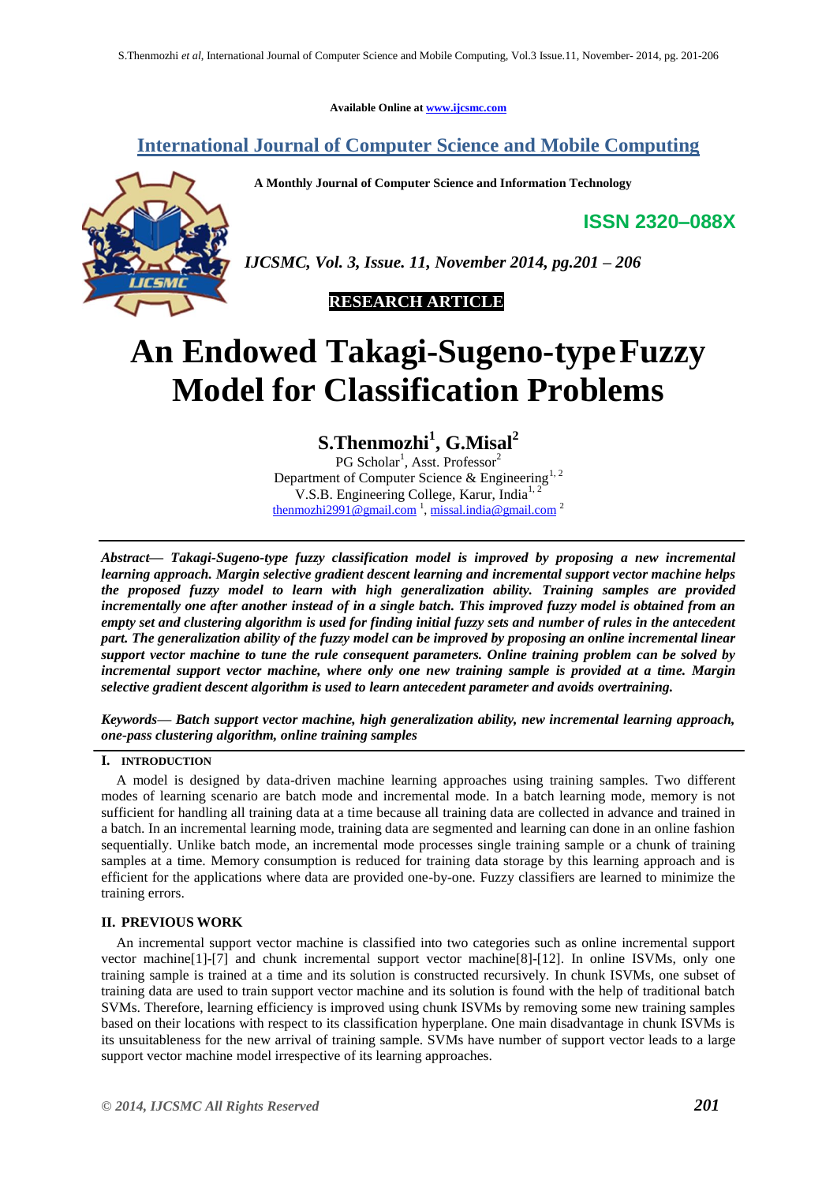Available Online at www.ijcsmc.com

# International Journal of Computer Science and Mobile Computing

**A Monthly Journal of Computer Science and Information Technology**

**ISSN 2320–088X**

*IJCSMC, Vol. 3, Issue. 11, November 2014, pg.201 – 206*

**RESEARCH ARTICLE**

# An Endowed Takagi-Sugeno-type Fuzzy Model for Classification Problems

**S.Thenmozhi[1], G.Misal[2]**

PG Scholar[1], Asst. Professor[2]
Department of Computer Science & Engineering[1, 2]
V.S.B. Engineering College, Karur, India[1, 2]
thenmozhi2991@gmail.com [1], missal.india@gmail.com [2]

***Abstract— Takagi-Sugeno-type fuzzy classification model is improved by proposing a new incremental learning approach. Margin selective gradient descent learning and incremental support vector machine helps the proposed fuzzy model to learn with high generalization ability. Training samples are provided incrementally one after another instead of in a single batch. This improved fuzzy model is obtained from an empty set and clustering algorithm is used for finding initial fuzzy sets and number of rules in the antecedent part. The generalization ability of the fuzzy model can be improved by proposing an online incremental linear support vector machine to tune the rule consequent parameters. Online training problem can be solved by incremental support vector machine, where only one new training sample is provided at a time. Margin selective gradient descent algorithm is used to learn antecedent parameter and avoids overtraining.***

***Keywords— Batch support vector machine, high generalization ability, new incremental learning approach, one-pass clustering algorithm, online training samples***

## I. INTRODUCTION

A model is designed by data-driven machine learning approaches using training samples. Two different modes of learning scenario are batch mode and incremental mode. In a batch learning mode, memory is not sufficient for handling all training data at a time because all training data are collected in advance and trained in a batch. In an incremental learning mode, training data are segmented and learning can done in an online fashion sequentially. Unlike batch mode, an incremental mode processes single training sample or a chunk of training samples at a time. Memory consumption is reduced for training data storage by this learning approach and is efficient for the applications where data are provided one-by-one. Fuzzy classifiers are learned to minimize the training errors.

## II. PREVIOUS WORK

An incremental support vector machine is classified into two categories such as online incremental support vector machine[1]-[7] and chunk incremental support vector machine[8]-[12]. In online ISVMs, only one training sample is trained at a time and its solution is constructed recursively. In chunk ISVMs, one subset of training data are used to train support vector machine and its solution is found with the help of traditional batch SVMs. Therefore, learning efficiency is improved using chunk ISVMs by removing some new training samples based on their locations with respect to its classification hyperplane. One main disadvantage in chunk ISVMs is its unsuitableness for the new arrival of training sample. SVMs have number of support vector leads to a large support vector machine model irrespective of its learning approaches.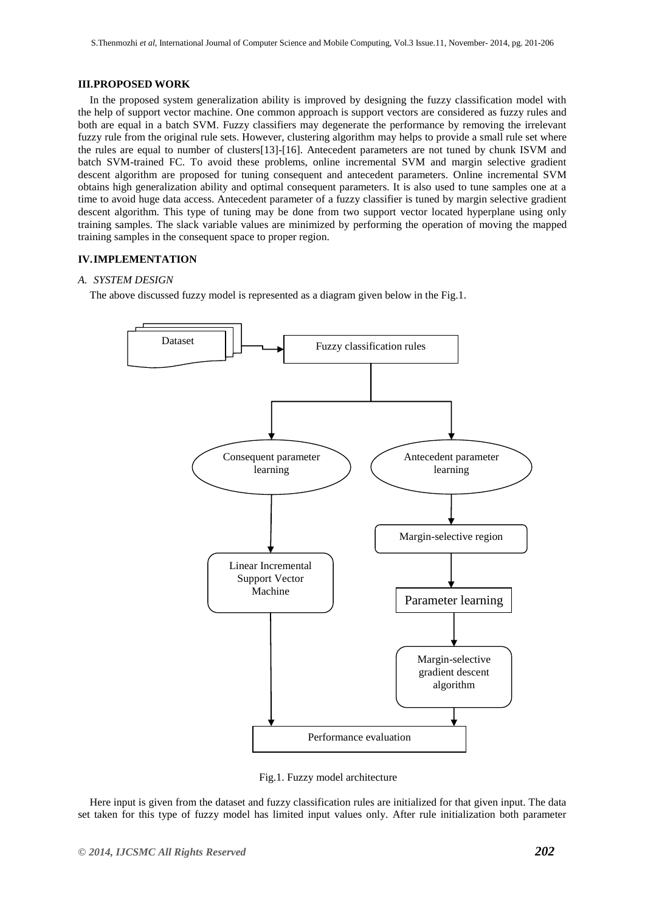### III. PROPOSED WORK

In the proposed system generalization ability is improved by designing the fuzzy classification model with the help of support vector machine. One common approach is support vectors are considered as fuzzy rules and both are equal in a batch SVM. Fuzzy classifiers may degenerate the performance by removing the irrelevant fuzzy rule from the original rule sets. However, clustering algorithm may helps to provide a small rule set where the rules are equal to number of clusters[13]-[16]. Antecedent parameters are not tuned by chunk ISVM and batch SVM-trained FC. To avoid these problems, online incremental SVM and margin selective gradient descent algorithm are proposed for tuning consequent and antecedent parameters. Online incremental SVM obtains high generalization ability and optimal consequent parameters. It is also used to tune samples one at a time to avoid huge data access. Antecedent parameter of a fuzzy classifier is tuned by margin selective gradient descent algorithm. This type of tuning may be done from two support vector located hyperplane using only training samples. The slack variable values are minimized by performing the operation of moving the mapped training samples in the consequent space to proper region.

### IV. IMPLEMENTATION

#### *A. SYSTEM DESIGN*

The above discussed fuzzy model is represented as a diagram given below in the Fig.1.

Fig.1. Fuzzy model architecture

Here input is given from the dataset and fuzzy classification rules are initialized for that given input. The data set taken for this type of fuzzy model has limited input values only. After rule initialization both parameter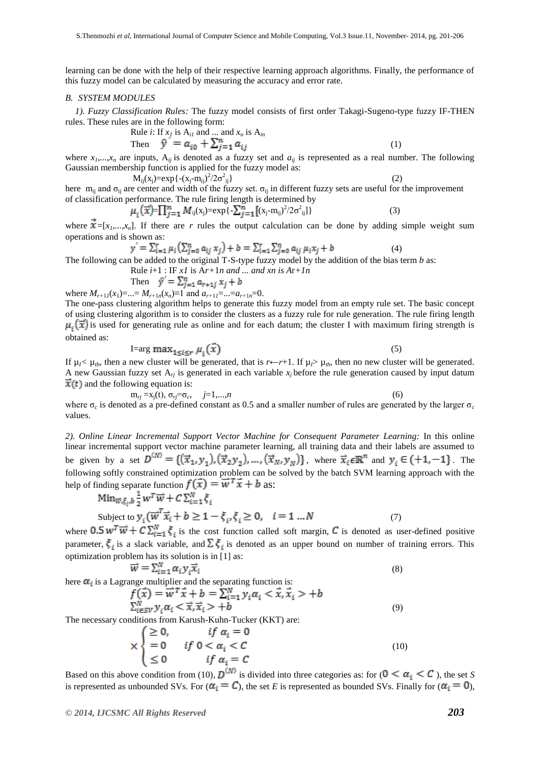learning can be done with the help of their respective learning approach algorithms. Finally, the performance of this fuzzy model can be calculated by measuring the accuracy and error rate.

### *B. SYSTEM MODULES*

*1). Fuzzy Classification Rules:* The fuzzy model consists of first order Takagi-Sugeno-type fuzzy IF-THEN rules. These rules are in the following form:

Rule $i$: If $x_1$ is $A_{i1}$ and ... and $x_n$ is $A_{in}$

$$\text{Then} \quad \hat{y}' = a_{i0} + \sum_{j=1}^{n} a_{ij} \qquad (1)$$

where $x_1,...,x_n$ are inputs, $A_{ij}$ is denoted as a fuzzy set and $a_{ij}$ is represented as a real number. The following Gaussian membership function is applied for the fuzzy model as:

$$M_{ij}(x_j)=\exp\{-(x_j-m_{ij})^2/2\sigma^2_{ij}\} \qquad (2)$$

here $m_{ij}$ and $\sigma_{ij}$ are center and width of the fuzzy set. $\sigma_{ij}$ in different fuzzy sets are useful for the improvement of classification performance. The rule firing length is determined by

$$\mu_i(\vec{x})=\prod_{j=1}^{n} M_{ij}(x_j)=\exp\{-\sum_{j=1}^{n}[(x_j-m_{ij})^2/2\sigma^2_{ij}]\} \qquad (3)$$

where $\vec{x}=[x_1,...,x_n]$. If there are $r$ rules the output calculation can be done by adding simple weight sum operations and is shown as:

$$y' = \sum_{i=1}^{r} \mu_i\left(\sum_{j=0}^{n} a_{ij}\, x_j\right) + b = \sum_{i=1}^{r}\sum_{j=0}^{n} a_{ij}\, \mu_i x_j + b \qquad (4)$$

The following can be added to the original T-S-type fuzzy model by the addition of the bias term $b$ as:

Rule $i$+1 : IF $x1$ is $Ar+1n$ *and ... and* $xn$ is $Ar+1n$

$$\text{Then} \quad \hat{y}' = \sum_{j=1}^{n} a_{r+1j}\, x_j + b$$

where $M_{r+11}(x_1)=...= M_{r+1n}(x_n)\equiv 1$ and $a_{r+11}=...=a_{r+1n}=0$.

The one-pass clustering algorithm helps to generate this fuzzy model from an empty rule set. The basic concept of using clustering algorithm is to consider the clusters as a fuzzy rule for rule generation. The rule firing length $\mu_i(\vec{x})$ is used for generating rule as online and for each datum; the cluster I with maximum firing strength is obtained as:

$$I=\arg\max_{1\le i\le r} \mu_i(\vec{x}) \qquad (5)$$

If $\mu_I< \mu_{th}$, then a new cluster will be generated, that is $r\leftarrow r+1$. If $\mu_I> \mu_{th}$, then no new cluster will be generated. A new Gaussian fuzzy set $A_{rj}$ is generated in each variable $x_j$ before the rule generation caused by input datum $\vec{x}(t)$ and the following equation is:

$$m_{rj} =x_j(t),\ \sigma_{rj}=\sigma_c, \quad j=1,...,n \qquad (6)$$

where $\sigma_c$ is denoted as a pre-defined constant as 0.5 and a smaller number of rules are generated by the larger $\sigma_c$ values.

*2). Online Linear Incremental Support Vector Machine for Consequent Parameter Learning:* In this online linear incremental support vector machine parameter learning, all training data and their labels are assumed to be given by a set $D^{(N)} = \{(\vec{x}_1, y_1), (\vec{x}_2 y_2), ..., (\vec{x}_N, y_N)\}$, where $\vec{x}_i \epsilon \mathbb{R}^n$ and $y_i \in (+1, -1\}$. The following softly constrained optimization problem can be solved by the batch SVM learning approach with the help of finding separate function $f(\vec{x}) = \vec{w}^T\vec{x} + b$ as:

$$\text{Min}_{\vec{w},\xi_i,b}\ \frac{1}{2} w^T\vec{w} + C\sum_{i=1}^{N}\xi_i$$

$$\text{Subject to } y_i(\vec{w}^T\vec{x}_i + b \ge 1 - \xi_i, \xi_i \ge 0, \quad i = 1 \dots N \qquad (7)$$

where $0.5\, w^T\vec{w} + C\sum_{i=1}^{N}\xi_i$ is the cost function called soft margin, $C$ is denoted as user-defined positive parameter, $\xi_i$ is a slack variable, and $\sum\xi_i$ is denoted as an upper bound on number of training errors. This optimization problem has its solution is in [1] as:

$$\vec{w} = \sum_{i=1}^{N} \alpha_i y_i \vec{x}_i \qquad (8)$$

here $\alpha_i$ is a Lagrange multiplier and the separating function is:

$$f(\vec{x}) = \vec{w}^T\vec{x} + b = \sum_{i=1}^{N} y_i\alpha_i < \vec{x}, \vec{x}_i > +b$$

$$\sum_{i \in SV}^{N} y_i\alpha_i < \vec{x}, \vec{x}_i > +b \qquad (9)$$

The necessary conditions from Karush-Kuhn-Tucker (KKT) are:

$$\times \begin{cases} \ge 0, & \text{if } \alpha_i = 0 \\ = 0 & \text{if } 0 < \alpha_i < C \\ \le 0 & \text{if } \alpha_i = C \end{cases} \qquad (10)$$

Based on this above condition from (10), $D^{(N)}$ is divided into three categories as: for ($0 < \alpha_i < C$), the set $S$ is represented as unbounded SVs. For ($\alpha_i = C$), the set $E$ is represented as bounded SVs. Finally for ($\alpha_i = 0$),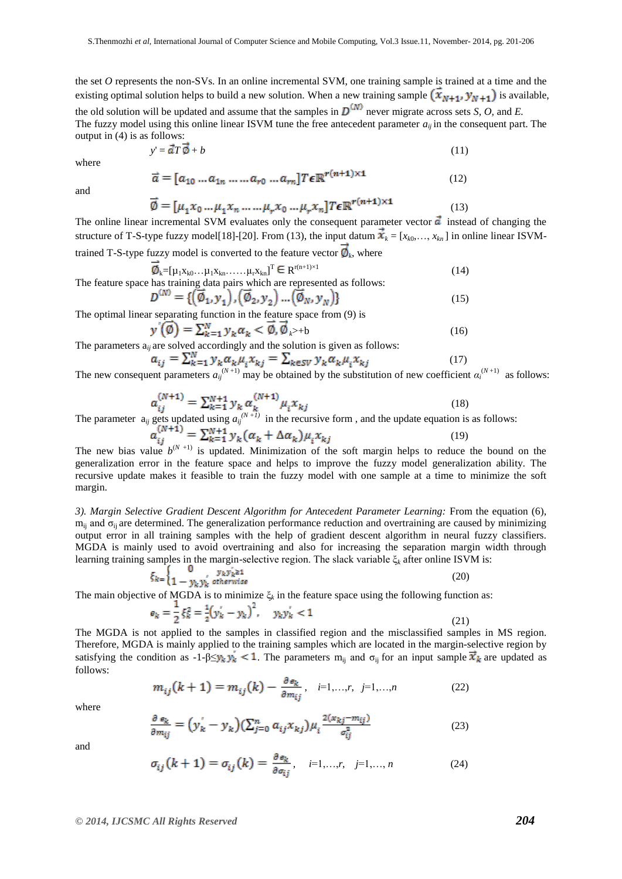the set *O* represents the non-SVs. In an online incremental SVM, one training sample is trained at a time and the existing optimal solution helps to build a new solution. When a new training sample $(\vec{x}_{N+1}, y_{N+1})$ is available, the old solution will be updated and assume that the samples in $D^{(N)}$ never migrate across sets *S*, *O*, and *E*.
The fuzzy model using this online linear ISVM tune the free antecedent parameter $a_{ij}$ in the consequent part. The output in (4) is as follows:

$$y' = \vec{a}T\vec{\emptyset} + b \tag{11}$$

where

$$\vec{a} = [a_{10} \dots a_{1n} \dots \dots a_{r0} \dots a_{rn}]T \epsilon \mathbb{R}^{r(n+1)\times 1} \tag{12}$$

and

$$\vec{\emptyset} = [\mu_1 x_0 \dots \mu_1 x_n \dots \dots \mu_r x_0 \dots \mu_r x_n]T \epsilon \mathbb{R}^{r(n+1)\times 1} \tag{13}$$

The online linear incremental SVM evaluates only the consequent parameter vector $\vec{a}$ instead of changing the structure of T-S-type fuzzy model[18]-[20]. From (13), the input datum $\vec{x}_k = [x_{k0},\dots, x_{kn}]$ in online linear ISVM-trained T-S-type fuzzy model is converted to the feature vector $\vec{\emptyset}_k$, where

$$\vec{\emptyset}_k = [\mu_1 x_{k0} \dots \mu_1 x_{kn} \dots \dots \mu_r x_{kn}]^T \in \mathbb{R}^{r(n+1)\times 1} \tag{14}$$

The feature space has training data pairs which are represented as follows:

$$D^{(N)} = \{(\vec{\emptyset}_1, y_1), (\vec{\emptyset}_2, y_2) \dots (\vec{\emptyset}_N, y_N)\} \tag{15}$$

The optimal linear separating function in the feature space from (9) is

$$y'(\vec{\emptyset}) = \sum_{k=1}^{N} y_k \alpha_k < \vec{\emptyset}, \vec{\emptyset}_k > +b \tag{16}$$

The parameters $a_{ij}$ are solved accordingly and the solution is given as follows:

$$a_{ij} = \sum_{k=1}^{N} y_k \alpha_k \mu_i x_{kj} = \sum_{k \in SV} y_k \alpha_k \mu_i x_{kj} \tag{17}$$

The new consequent parameters $a_{ij}^{(N+1)}$ may be obtained by the substitution of new coefficient $\alpha_i^{(N+1)}$ as follows:

$$a_{ij}^{(N+1)} = \sum_{k=1}^{N+1} y_k \alpha_k^{(N+1)} \mu_i x_{kj} \tag{18}$$

The parameter $a_{ij}$ gets updated using $a_{ij}^{(N+1)}$ in the recursive form , and the update equation is as follows:

$$a_{ij}^{(N+1)} = \sum_{k=1}^{N+1} y_k (\alpha_k + \Delta\alpha_k) \mu_i x_{kj} \tag{19}$$

The new bias value $b^{(N+1)}$ is updated. Minimization of the soft margin helps to reduce the bound on the generalization error in the feature space and helps to improve the fuzzy model generalization ability. The recursive update makes it feasible to train the fuzzy model with one sample at a time to minimize the soft margin.

*3). Margin Selective Gradient Descent Algorithm for Antecedent Parameter Learning:* From the equation (6), $m_{ij}$ and $\sigma_{ij}$ are determined. The generalization performance reduction and overtraining are caused by minimizing output error in all training samples with the help of gradient descent algorithm in neural fuzzy classifiers. MGDA is mainly used to avoid overtraining and also for increasing the separation margin width through learning training samples in the margin-selective region. The slack variable $\xi_k$ after online ISVM is:

$$\xi_k = \begin{cases} 0 & y_k y_k' \geq 1 \\ 1 - y_k y_k' & otherwise \end{cases} \tag{20}$$

The main objective of MGDA is to minimize $\xi_k$ in the feature space using the following function as:

$$e_k = \frac{1}{2}\xi_k^2 = \frac{1}{2}(y_k' - y_k)^2, \quad y_k y_k' < 1 \tag{21}$$

The MGDA is not applied to the samples in classified region and the misclassified samples in MS region. Therefore, MGDA is mainly applied to the training samples which are located in the margin-selective region by satisfying the condition as $-1-\beta \leq y_k y_k' < 1$. The parameters $m_{ij}$ and $\sigma_{ij}$ for an input sample $\vec{x}_k$ are updated as follows:

$$m_{ij}(k+1) = m_{ij}(k) - \frac{\partial e_k}{\partial m_{ij}}, \quad i=1,\dots,r, \quad j=1,\dots,n \tag{22}$$

where

$$\frac{\partial e_k}{\partial m_{ij}} = (y_k' - y_k)\left(\sum_{j=0}^{n} a_{ij} x_{kj}\right)\mu_i \frac{2(x_{kj} - m_{ij})}{\sigma_{ij}^2} \tag{23}$$

and

$$\sigma_{ij}(k+1) = \sigma_{ij}(k) = \frac{\partial e_k}{\partial \sigma_{ij}}, \quad i=1,\dots,r, \quad j=1,\dots, n \tag{24}$$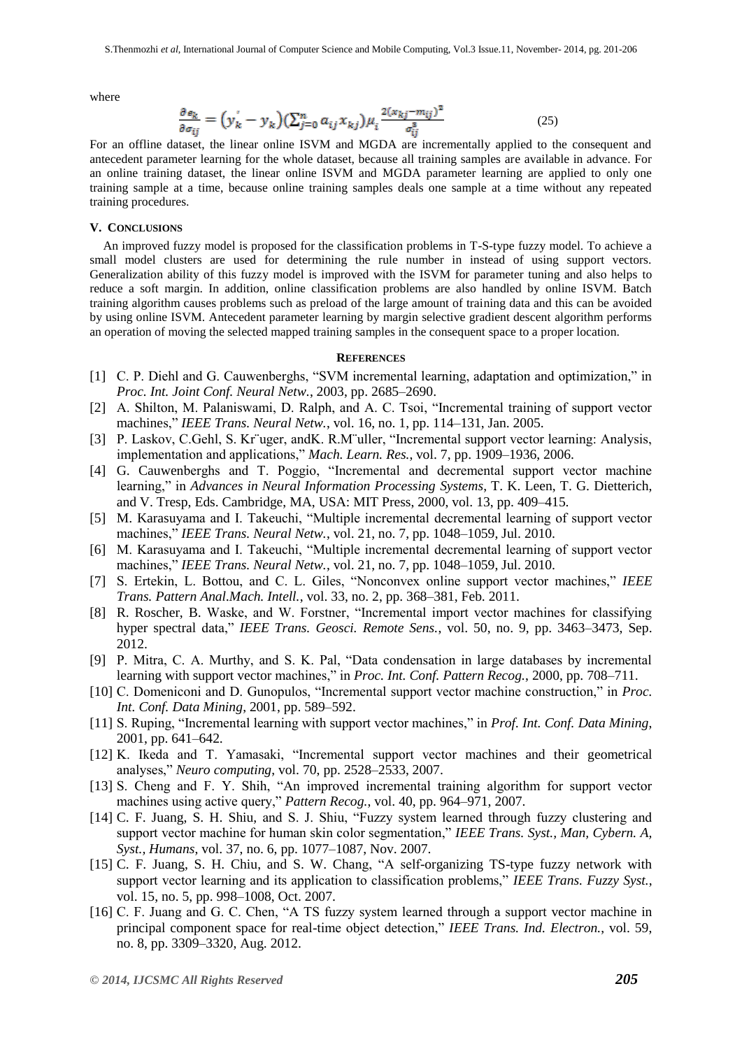where

$$\frac{\partial e_k}{\partial \sigma_{ij}} = \left(y_k^{'} - y_k\right)\left(\sum_{j=0}^{n} a_{ij} x_{kj}\right)\mu_i \frac{2(x_{kj}-m_{ij})^2}{\sigma_{ij}^3} \tag{25}$$

For an offline dataset, the linear online ISVM and MGDA are incrementally applied to the consequent and antecedent parameter learning for the whole dataset, because all training samples are available in advance. For an online training dataset, the linear online ISVM and MGDA parameter learning are applied to only one training sample at a time, because online training samples deals one sample at a time without any repeated training procedures.

## V. Conclusions

An improved fuzzy model is proposed for the classification problems in T-S-type fuzzy model. To achieve a small model clusters are used for determining the rule number in instead of using support vectors. Generalization ability of this fuzzy model is improved with the ISVM for parameter tuning and also helps to reduce a soft margin. In addition, online classification problems are also handled by online ISVM. Batch training algorithm causes problems such as preload of the large amount of training data and this can be avoided by using online ISVM. Antecedent parameter learning by margin selective gradient descent algorithm performs an operation of moving the selected mapped training samples in the consequent space to a proper location.

## References

[1] C. P. Diehl and G. Cauwenberghs, "SVM incremental learning, adaptation and optimization," in *Proc. Int. Joint Conf. Neural Netw.*, 2003, pp. 2685–2690.

[2] A. Shilton, M. Palaniswami, D. Ralph, and A. C. Tsoi, "Incremental training of support vector machines," *IEEE Trans. Neural Netw.*, vol. 16, no. 1, pp. 114–131, Jan. 2005.

[3] P. Laskov, C.Gehl, S. Kr¨uger, andK. R.M¨uller, "Incremental support vector learning: Analysis, implementation and applications," *Mach. Learn. Res.*, vol. 7, pp. 1909–1936, 2006.

[4] G. Cauwenberghs and T. Poggio, "Incremental and decremental support vector machine learning," in *Advances in Neural Information Processing Systems*, T. K. Leen, T. G. Dietterich, and V. Tresp, Eds. Cambridge, MA, USA: MIT Press, 2000, vol. 13, pp. 409–415.

[5] M. Karasuyama and I. Takeuchi, "Multiple incremental decremental learning of support vector machines," *IEEE Trans. Neural Netw.*, vol. 21, no. 7, pp. 1048–1059, Jul. 2010.

[6] M. Karasuyama and I. Takeuchi, "Multiple incremental decremental learning of support vector machines," *IEEE Trans. Neural Netw.*, vol. 21, no. 7, pp. 1048–1059, Jul. 2010.

[7] S. Ertekin, L. Bottou, and C. L. Giles, "Nonconvex online support vector machines," *IEEE Trans. Pattern Anal.Mach. Intell.*, vol. 33, no. 2, pp. 368–381, Feb. 2011.

[8] R. Roscher, B. Waske, and W. Forstner, "Incremental import vector machines for classifying hyper spectral data," *IEEE Trans. Geosci. Remote Sens.*, vol. 50, no. 9, pp. 3463–3473, Sep. 2012.

[9] P. Mitra, C. A. Murthy, and S. K. Pal, "Data condensation in large databases by incremental learning with support vector machines," in *Proc. Int. Conf. Pattern Recog.*, 2000, pp. 708–711.

[10] C. Domeniconi and D. Gunopulos, "Incremental support vector machine construction," in *Proc. Int. Conf. Data Mining*, 2001, pp. 589–592.

[11] S. Ruping, "Incremental learning with support vector machines," in *Prof. Int. Conf. Data Mining*, 2001, pp. 641–642.

[12] K. Ikeda and T. Yamasaki, "Incremental support vector machines and their geometrical analyses," *Neuro computing*, vol. 70, pp. 2528–2533, 2007.

[13] S. Cheng and F. Y. Shih, "An improved incremental training algorithm for support vector machines using active query," *Pattern Recog.*, vol. 40, pp. 964–971, 2007.

[14] C. F. Juang, S. H. Shiu, and S. J. Shiu, "Fuzzy system learned through fuzzy clustering and support vector machine for human skin color segmentation," *IEEE Trans. Syst., Man, Cybern. A, Syst., Humans*, vol. 37, no. 6, pp. 1077–1087, Nov. 2007.

[15] C. F. Juang, S. H. Chiu, and S. W. Chang, "A self-organizing TS-type fuzzy network with support vector learning and its application to classification problems," *IEEE Trans. Fuzzy Syst.*, vol. 15, no. 5, pp. 998–1008, Oct. 2007.

[16] C. F. Juang and G. C. Chen, "A TS fuzzy system learned through a support vector machine in principal component space for real-time object detection," *IEEE Trans. Ind. Electron.*, vol. 59, no. 8, pp. 3309–3320, Aug. 2012.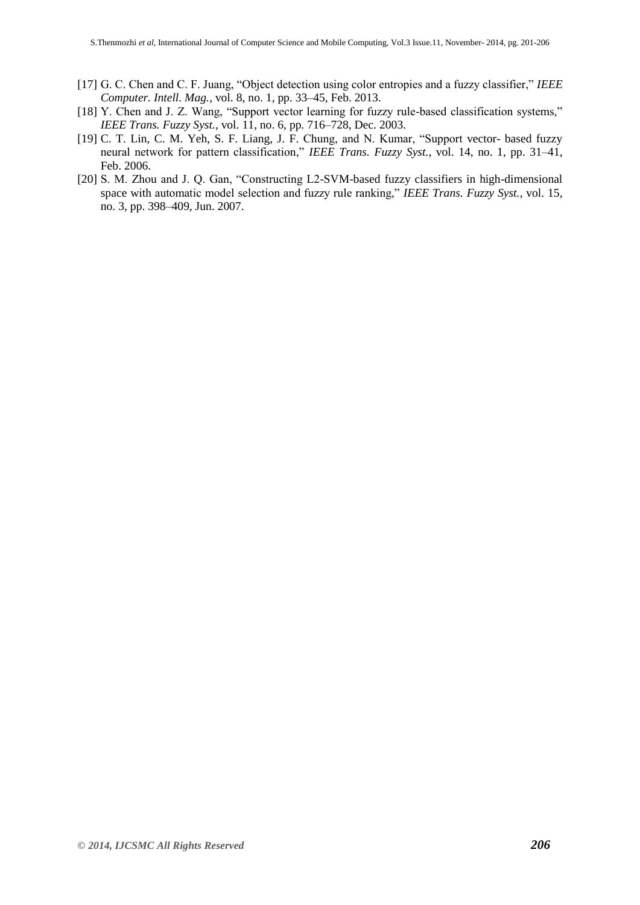[17] G. C. Chen and C. F. Juang, "Object detection using color entropies and a fuzzy classifier," *IEEE Computer. Intell. Mag.*, vol. 8, no. 1, pp. 33–45, Feb. 2013.

[18] Y. Chen and J. Z. Wang, "Support vector learning for fuzzy rule-based classification systems," *IEEE Trans. Fuzzy Syst.*, vol. 11, no. 6, pp. 716–728, Dec. 2003.

[19] C. T. Lin, C. M. Yeh, S. F. Liang, J. F. Chung, and N. Kumar, "Support vector- based fuzzy neural network for pattern classification," *IEEE Trans. Fuzzy Syst.*, vol. 14, no. 1, pp. 31–41, Feb. 2006.

[20] S. M. Zhou and J. Q. Gan, "Constructing L2-SVM-based fuzzy classifiers in high-dimensional space with automatic model selection and fuzzy rule ranking," *IEEE Trans. Fuzzy Syst.*, vol. 15, no. 3, pp. 398–409, Jun. 2007.